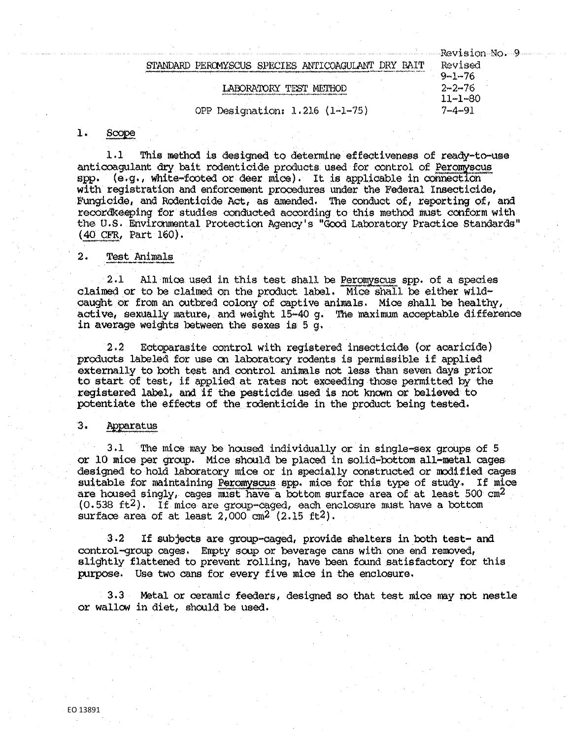Revision No. 9
Revised
9-1-76
2-2-76
11-1-80
7-4-91

# STANDARD PEROMYSCUS SPECIES ANTICOAGULANT DRY BAIT

## LABORATORY TEST METHOD

OPP Designation: 1.216 (1-1-75)

### 1. Scope

1.1 This method is designed to determine effectiveness of ready-to-use anticoagulant dry bait rodenticide products used for control of *Peromyscus* spp. (e.g., white-footed or deer mice). It is applicable in connection with registration and enforcement procedures under the Federal Insecticide, Fungicide, and Rodenticide Act, as amended. The conduct of, reporting of, and recordkeeping for studies conducted according to this method must conform with the U.S. Environmental Protection Agency's "Good Laboratory Practice Standards" (40 CFR, Part 160).

### 2. Test Animals

2.1 All mice used in this test shall be *Peromyscus* spp. of a species claimed or to be claimed on the product label. Mice shall be either wild-caught or from an outbred colony of captive animals. Mice shall be healthy, active, sexually mature, and weight 15-40 g. The maximum acceptable difference in average weights between the sexes is 5 g.

2.2 Ectoparasite control with registered insecticide (or acaricide) products labeled for use on laboratory rodents is permissible if applied externally to both test and control animals not less than seven days prior to start of test, if applied at rates not exceeding those permitted by the registered label, and if the pesticide used is not known or believed to potentiate the effects of the rodenticide in the product being tested.

### 3. Apparatus

3.1 The mice may be housed individually or in single-sex groups of 5 or 10 mice per group. Mice should be placed in solid-bottom all-metal cages designed to hold laboratory mice or in specially constructed or modified cages suitable for maintaining *Peromyscus* spp. mice for this type of study. If mice are housed singly, cages must have a bottom surface area of at least 500 $cm^2$ (0.538 $ft^2$). If mice are group-caged, each enclosure must have a bottom surface area of at least 2,000 $cm^2$ (2.15 $ft^2$).

3.2 If subjects are group-caged, provide shelters in both test- and control-group cages. Empty soup or beverage cans with one end removed, slightly flattened to prevent rolling, have been found satisfactory for this purpose. Use two cans for every five mice in the enclosure.

3.3 Metal or ceramic feeders, designed so that test mice may not nestle or wallow in diet, should be used.

EO 13891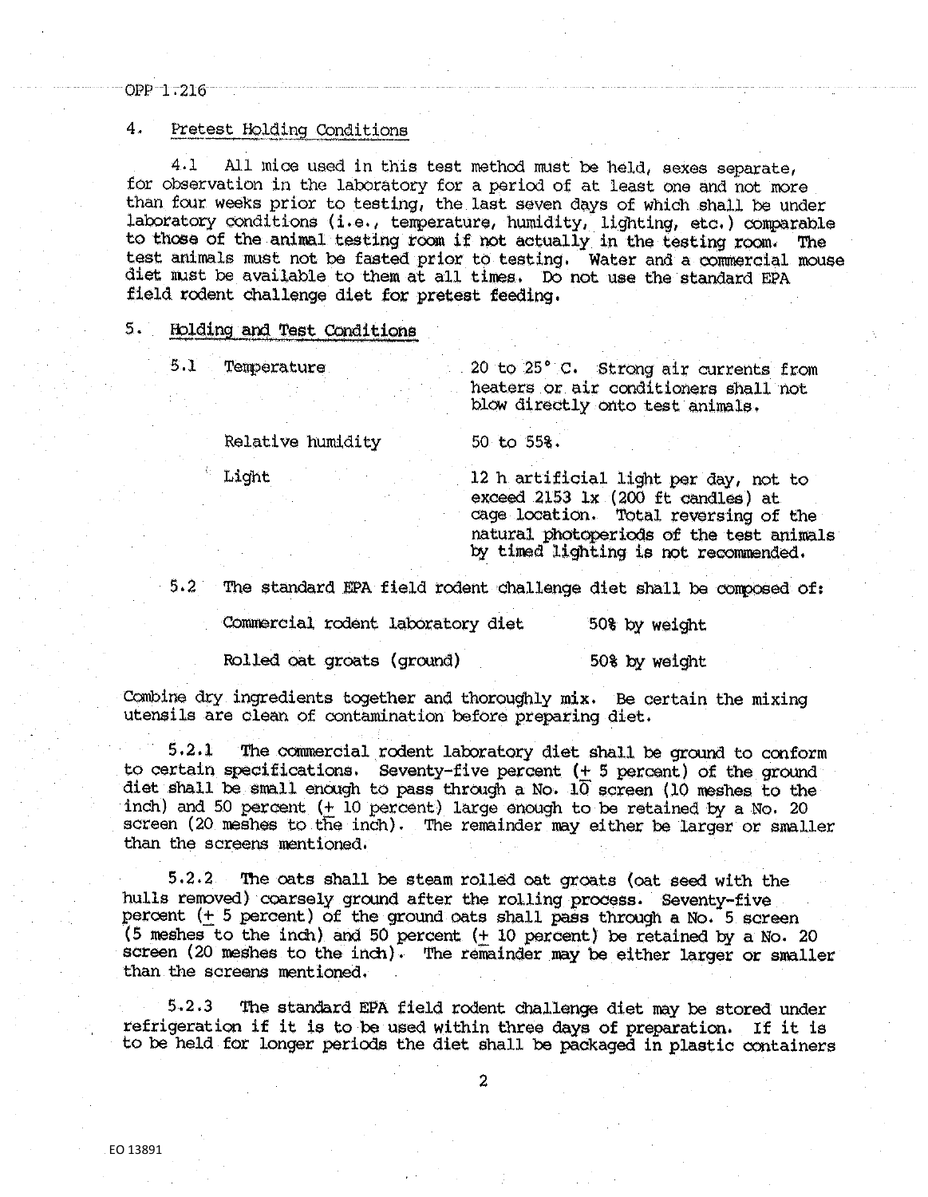## 4. Pretest Holding Conditions

4.1 All mice used in this test method must be held, sexes separate, for observation in the laboratory for a period of at least one and not more than four weeks prior to testing, the last seven days of which shall be under laboratory conditions (i.e., temperature, humidity, lighting, etc.) comparable to those of the animal testing room if not actually in the testing room. The test animals must not be fasted prior to testing. Water and a commercial mouse diet must be available to them at all times. Do not use the standard EPA field rodent challenge diet for pretest feeding.

## 5. Holding and Test Conditions

| 5.1 | | |
|---|---|---|
| | Temperature | 20 to 25° C. Strong air currents from heaters or air conditioners shall not blow directly onto test animals. |
| | Relative humidity | 50 to 55%. |
| | Light | 12 h artificial light per day, not to exceed 2153 lx (200 ft candles) at cage location. Total reversing of the natural photoperiods of the test animals by timed lighting is not recommended. |

5.2 The standard EPA field rodent challenge diet shall be composed of:

| | |
|---|---|
| Commercial rodent laboratory diet | 50% by weight |
| Rolled oat groats (ground) | 50% by weight |

Combine dry ingredients together and thoroughly mix. Be certain the mixing utensils are clean of contamination before preparing diet.

5.2.1 The commercial rodent laboratory diet shall be ground to conform to certain specifications. Seventy-five percent (± 5 percent) of the ground diet shall be small enough to pass through a No. 10 screen (10 meshes to the inch) and 50 percent (± 10 percent) large enough to be retained by a No. 20 screen (20 meshes to the inch). The remainder may either be larger or smaller than the screens mentioned.

5.2.2 The oats shall be steam rolled oat groats (oat seed with the hulls removed) coarsely ground after the rolling process. Seventy-five percent (± 5 percent) of the ground oats shall pass through a No. 5 screen (5 meshes to the inch) and 50 percent (± 10 percent) be retained by a No. 20 screen (20 meshes to the inch). The remainder may be either larger or smaller than the screens mentioned.

5.2.3 The standard EPA field rodent challenge diet may be stored under refrigeration if it is to be used within three days of preparation. If it is to be held for longer periods the diet shall be packaged in plastic containers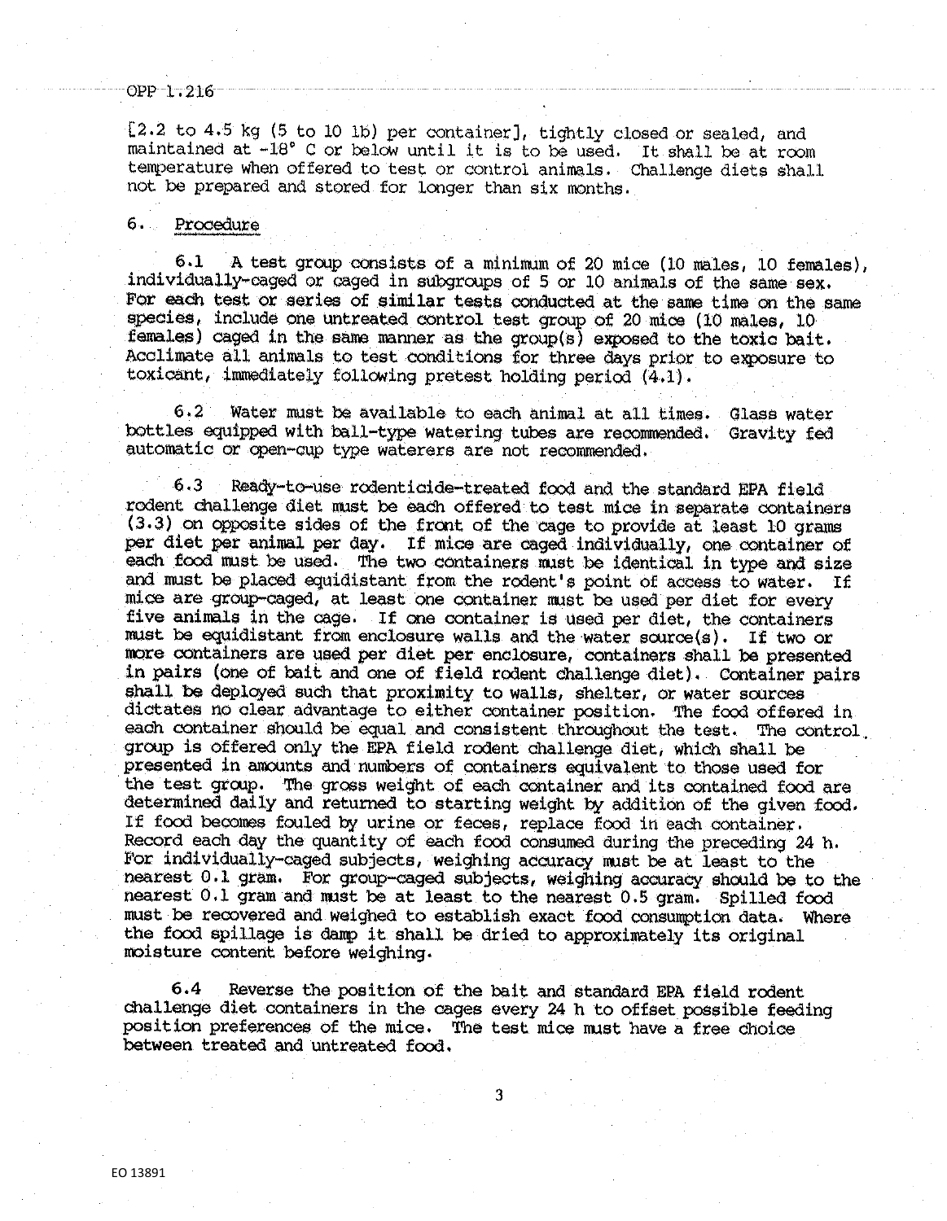[2.2 to 4.5 kg (5 to 10 lb) per container], tightly closed or sealed, and maintained at -18° C or below until it is to be used. It shall be at room temperature when offered to test or control animals. Challenge diets shall not be prepared and stored for longer than six months.

## 6. Procedure

6.1 A test group consists of a minimum of 20 mice (10 males, 10 females), individually-caged or caged in subgroups of 5 or 10 animals of the same sex. For each test or series of similar tests conducted at the same time on the same species, include one untreated control test group of 20 mice (10 males, 10 females) caged in the same manner as the group(s) exposed to the toxic bait. Acclimate all animals to test conditions for three days prior to exposure to toxicant, immediately following pretest holding period (4.1).

6.2 Water must be available to each animal at all times. Glass water bottles equipped with ball-type watering tubes are recommended. Gravity fed automatic or open-cup type waterers are not recommended.

6.3 Ready-to-use rodenticide-treated food and the standard EPA field rodent challenge diet must be each offered to test mice in separate containers (3.3) on opposite sides of the front of the cage to provide at least 10 grams per diet per animal per day. If mice are caged individually, one container of each food must be used. The two containers must be identical in type and size and must be placed equidistant from the rodent's point of access to water. If mice are group-caged, at least one container must be used per diet for every five animals in the cage. If one container is used per diet, the containers must be equidistant from enclosure walls and the water source(s). If two or more containers are used per diet per enclosure, containers shall be presented in pairs (one of bait and one of field rodent challenge diet). Container pairs shall be deployed such that proximity to walls, shelter, or water sources dictates no clear advantage to either container position. The food offered in each container should be equal and consistent throughout the test. The control group is offered only the EPA field rodent challenge diet, which shall be presented in amounts and numbers of containers equivalent to those used for the test group. The gross weight of each container and its contained food are determined daily and returned to starting weight by addition of the given food. If food becomes fouled by urine or feces, replace food in each container. Record each day the quantity of each food consumed during the preceding 24 h. For individually-caged subjects, weighing accuracy must be at least to the nearest 0.1 gram. For group-caged subjects, weighing accuracy should be to the nearest 0.1 gram and must be at least to the nearest 0.5 gram. Spilled food must be recovered and weighed to establish exact food consumption data. Where the food spillage is damp it shall be dried to approximately its original moisture content before weighing.

6.4 Reverse the position of the bait and standard EPA field rodent challenge diet containers in the cages every 24 h to offset possible feeding position preferences of the mice. The test mice must have a free choice between treated and untreated food.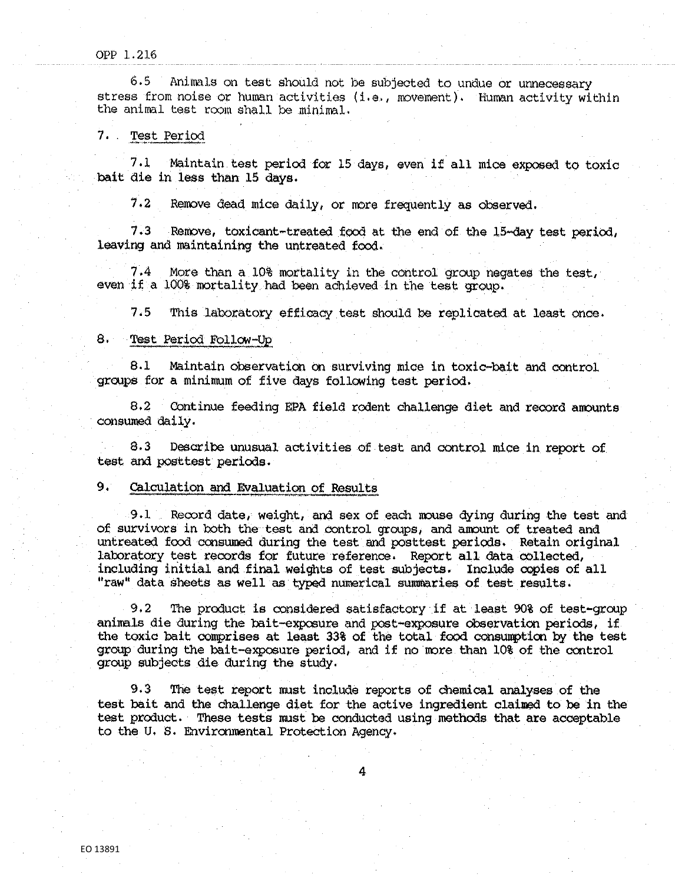6.5 Animals on test should not be subjected to undue or unnecessary stress from noise or human activities (i.e., movement). Human activity within the animal test room shall be minimal.

## 7. Test Period

7.1 Maintain test period for 15 days, even if all mice exposed to toxic bait die in less than 15 days.

7.2 Remove dead mice daily, or more frequently as observed.

7.3 Remove, toxicant-treated food at the end of the 15-day test period, leaving and maintaining the untreated food.

7.4 More than a 10% mortality in the control group negates the test, even if a 100% mortality had been achieved in the test group.

7.5 This laboratory efficacy test should be replicated at least once.

## 8. Test Period Follow-Up

8.1 Maintain observation on surviving mice in toxic-bait and control groups for a minimum of five days following test period.

8.2 Continue feeding EPA field rodent challenge diet and record amounts consumed daily.

8.3 Describe unusual activities of test and control mice in report of test and posttest periods.

## 9. Calculation and Evaluation of Results

9.1 Record date, weight, and sex of each mouse dying during the test and of survivors in both the test and control groups, and amount of treated and untreated food consumed during the test and posttest periods. Retain original laboratory test records for future reference. Report all data collected, including initial and final weights of test subjects. Include copies of all "raw" data sheets as well as typed numerical summaries of test results.

9.2 The product is considered satisfactory if at least 90% of test-group animals die during the bait-exposure and post-exposure observation periods, if the toxic bait comprises at least 33% of the total food consumption by the test group during the bait-exposure period, and if no more than 10% of the control group subjects die during the study.

9.3 The test report must include reports of chemical analyses of the test bait and the challenge diet for the active ingredient claimed to be in the test product. These tests must be conducted using methods that are acceptable to the U. S. Environmental Protection Agency.